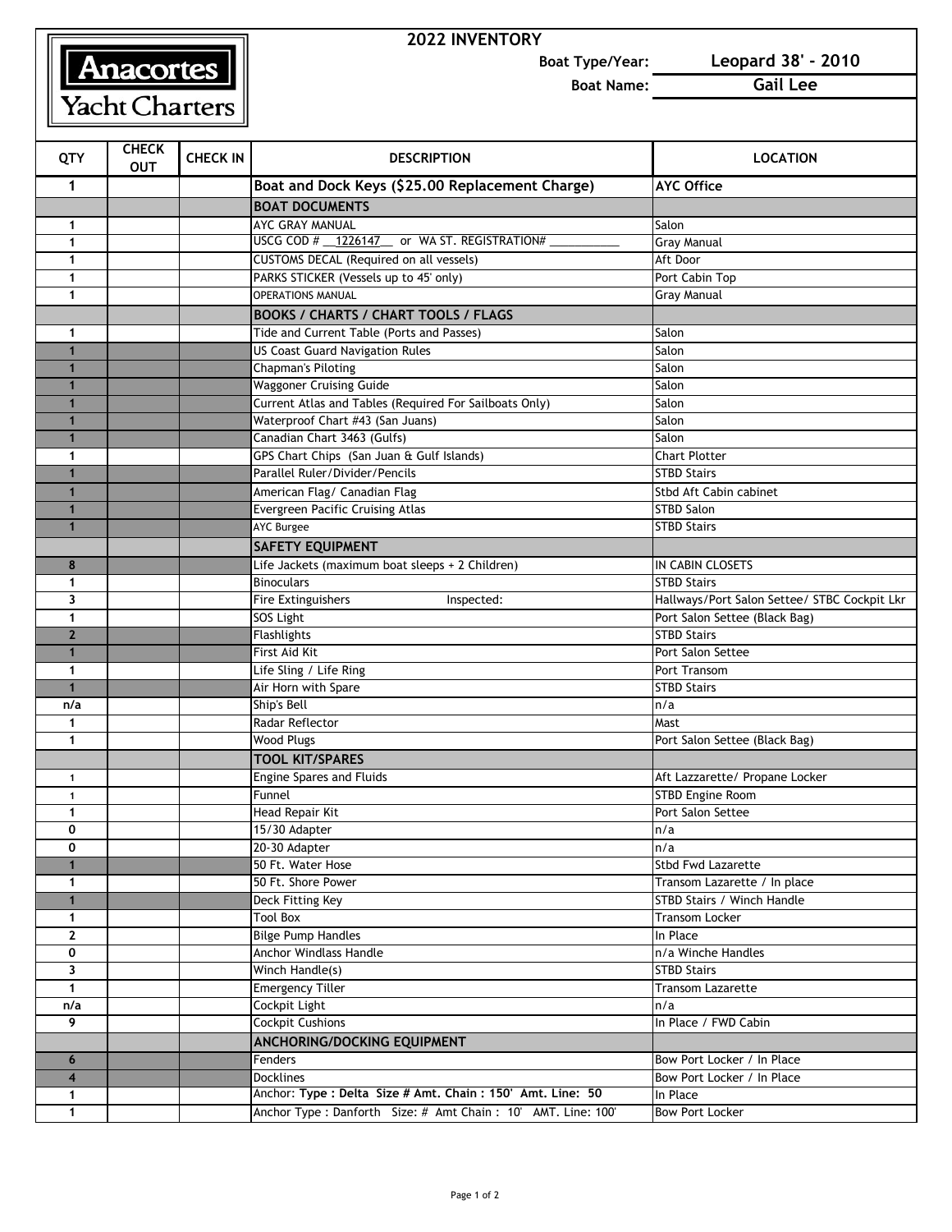Anacortes Yacht Charters

# 2022 INVENTORY

**Boat Type/Year:** Leopard 38' - 2010

**Boat Name:** Gail Lee

| QTY | CHECK OUT | CHECK IN | DESCRIPTION | LOCATION |
|---|---|---|---|---|
| 1 | | | **Boat and Dock Keys ($25.00 Replacement Charge)** | **AYC Office** |
| | | | **BOAT DOCUMENTS** | |
| 1 | | | AYC GRAY MANUAL | Salon |
| 1 | | | USCG COD # __1226147__ or WA ST. REGISTRATION# ___________ | Gray Manual |
| 1 | | | CUSTOMS DECAL (Required on all vessels) | Aft Door |
| 1 | | | PARKS STICKER (Vessels up to 45' only) | Port Cabin Top |
| 1 | | | OPERATIONS MANUAL | Gray Manual |
| | | | **BOOKS / CHARTS / CHART TOOLS / FLAGS** | |
| 1 | | | Tide and Current Table (Ports and Passes) | Salon |
| 1 | | | US Coast Guard Navigation Rules | Salon |
| 1 | | | Chapman's Piloting | Salon |
| 1 | | | Waggoner Cruising Guide | Salon |
| 1 | | | Current Atlas and Tables (Required For Sailboats Only) | Salon |
| 1 | | | Waterproof Chart #43 (San Juans) | Salon |
| 1 | | | Canadian Chart 3463 (Gulfs) | Salon |
| 1 | | | GPS Chart Chips (San Juan & Gulf Islands) | Chart Plotter |
| 1 | | | Parallel Ruler/Divider/Pencils | STBD Stairs |
| 1 | | | American Flag/ Canadian Flag | Stbd Aft Cabin cabinet |
| 1 | | | Evergreen Pacific Cruising Atlas | STBD Salon |
| 1 | | | AYC Burgee | STBD Stairs |
| | | | **SAFETY EQUIPMENT** | |
| 8 | | | Life Jackets (maximum boat sleeps + 2 Children) | IN CABIN CLOSETS |
| 1 | | | Binoculars | STBD Stairs |
| 3 | | | Fire Extinguishers Inspected: | Hallways/Port Salon Settee/ STBC Cockpit Lkr |
| 1 | | | SOS Light | Port Salon Settee (Black Bag) |
| 2 | | | Flashlights | STBD Stairs |
| 1 | | | First Aid Kit | Port Salon Settee |
| 1 | | | Life Sling / Life Ring | Port Transom |
| 1 | | | Air Horn with Spare | STBD Stairs |
| n/a | | | Ship's Bell | n/a |
| 1 | | | Radar Reflector | Mast |
| 1 | | | Wood Plugs | Port Salon Settee (Black Bag) |
| | | | **TOOL KIT/SPARES** | |
| 1 | | | Engine Spares and Fluids | Aft Lazzarette/ Propane Locker |
| 1 | | | Funnel | STBD Engine Room |
| 1 | | | Head Repair Kit | Port Salon Settee |
| 0 | | | 15/30 Adapter | n/a |
| 0 | | | 20-30 Adapter | n/a |
| 1 | | | 50 Ft. Water Hose | Stbd Fwd Lazarette |
| 1 | | | 50 Ft. Shore Power | Transom Lazarette / In place |
| 1 | | | Deck Fitting Key | STBD Stairs / Winch Handle |
| 1 | | | Tool Box | Transom Locker |
| 2 | | | Bilge Pump Handles | In Place |
| 0 | | | Anchor Windlass Handle | n/a Winche Handles |
| 3 | | | Winch Handle(s) | STBD Stairs |
| 1 | | | Emergency Tiller | Transom Lazarette |
| n/a | | | Cockpit Light | n/a |
| 9 | | | Cockpit Cushions | In Place / FWD Cabin |
| | | | **ANCHORING/DOCKING EQUIPMENT** | |
| 6 | | | Fenders | Bow Port Locker / In Place |
| 4 | | | Docklines | Bow Port Locker / In Place |
| 1 | | | Anchor: **Type : Delta Size # Amt. Chain : 150' Amt. Line: 50** | In Place |
| 1 | | | Anchor Type : Danforth Size: # Amt Chain : 10' AMT. Line: 100' | Bow Port Locker |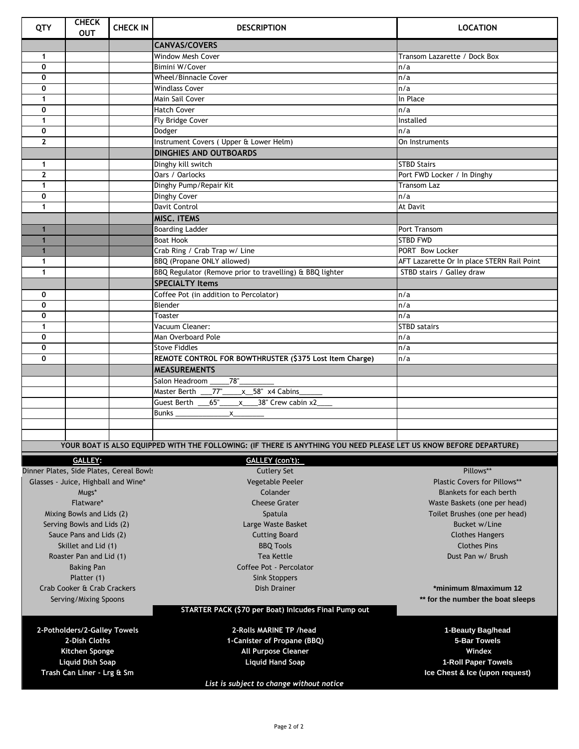| QTY | CHECK OUT | CHECK IN | DESCRIPTION | LOCATION |
|---|---|---|---|---|
| | | | **CANVAS/COVERS** | |
| 1 | | | Window Mesh Cover | Transom Lazarette / Dock Box |
| 0 | | | Bimini W/Cover | n/a |
| 0 | | | Wheel/Binnacle Cover | n/a |
| 0 | | | Windlass Cover | n/a |
| 1 | | | Main Sail Cover | In Place |
| 0 | | | Hatch Cover | n/a |
| 1 | | | Fly Bridge Cover | Installed |
| 0 | | | Dodger | n/a |
| 2 | | | Instrument Covers ( Upper & Lower Helm) | On Instruments |
| | | | **DINGHIES AND OUTBOARDS** | |
| 1 | | | Dinghy kill switch | STBD Stairs |
| 2 | | | Oars / Oarlocks | Port FWD Locker / In Dinghy |
| 1 | | | Dinghy Pump/Repair Kit | Transom Laz |
| 0 | | | Dinghy Cover | n/a |
| 1 | | | Davit Control | At Davit |
| | | | **MISC. ITEMS** | |
| 1 | | | Boarding Ladder | Port Transom |
| 1 | | | Boat Hook | STBD FWD |
| 1 | | | Crab Ring / Crab Trap w/ Line | PORT Bow Locker |
| 1 | | | BBQ (Propane ONLY allowed) | AFT Lazarette Or In place STERN Rail Point |
| 1 | | | BBQ Regulator (Remove prior to travelling) & BBQ lighter | STBD stairs / Galley draw |
| | | | **SPECIALTY Items** | |
| 0 | | | Coffee Pot (in addition to Percolator) | n/a |
| 0 | | | Blender | n/a |
| 0 | | | Toaster | n/a |
| 1 | | | Vacuum Cleaner: | STBD satairs |
| 0 | | | Man Overboard Pole | n/a |
| 0 | | | Stove Fiddles | n/a |
| 0 | | | **REMOTE CONTROL FOR BOWTHRUSTER ($375 Lost Item Charge)** | n/a |
| | | | **MEASUREMENTS** | |
| | | | Salon Headroom ____78"________ | |
| | | | Master Berth ___77"_____x__58" x4 Cabins______ | |
| | | | Guest Berth ___65"_____x____38" Crew cabin x2____ | |
| | | | Bunks ______________x________ | |
| | | | | |
| | | | | |

**YOUR BOAT IS ALSO EQUIPPED WITH THE FOLLOWING: (IF THERE IS ANYTHING YOU NEED PLEASE LET US KNOW BEFORE DEPARTURE)**

| GALLEY: | GALLEY (con't): | |
|---|---|---|
| Dinner Plates, Side Plates, Cereal Bowls | Cutlery Set | Pillows** |
| Glasses - Juice, Highball and Wine* | Vegetable Peeler | Plastic Covers for Pillows** |
| Mugs* | Colander | Blankets for each berth |
| Flatware* | Cheese Grater | Waste Baskets (one per head) |
| Mixing Bowls and Lids (2) | Spatula | Toilet Brushes (one per head) |
| Serving Bowls and Lids (2) | Large Waste Basket | Bucket w/Line |
| Sauce Pans and Lids (2) | Cutting Board | Clothes Hangers |
| Skillet and Lid (1) | BBQ Tools | Clothes Pins |
| Roaster Pan and Lid (1) | Tea Kettle | Dust Pan w/ Brush |
| Baking Pan | Coffee Pot - Percolator | |
| Platter (1) | Sink Stoppers | |
| Crab Cooker & Crab Crackers | Dish Drainer | ***minimum 8/maximum 12** |
| Serving/Mixing Spoons | | **** for the number the boat sleeps** |

**STARTER PACK ($70 per Boat) Inlcudes Final Pump out**

| | | |
|---|---|---|
| **2-Potholders/2-Galley Towels** | **2-Rolls MARINE TP /head** | **1-Beauty Bag/head** |
| **2-Dish Cloths** | **1-Canister of Propane (BBQ)** | **5-Bar Towels** |
| **Kitchen Sponge** | **All Purpose Cleaner** | **Windex** |
| **Liquid Dish Soap** | **Liquid Hand Soap** | **1-Roll Paper Towels** |
| **Trash Can Liner - Lrg & Sm** | | **Ice Chest & Ice (upon request)** |

***List is subject to change without notice***